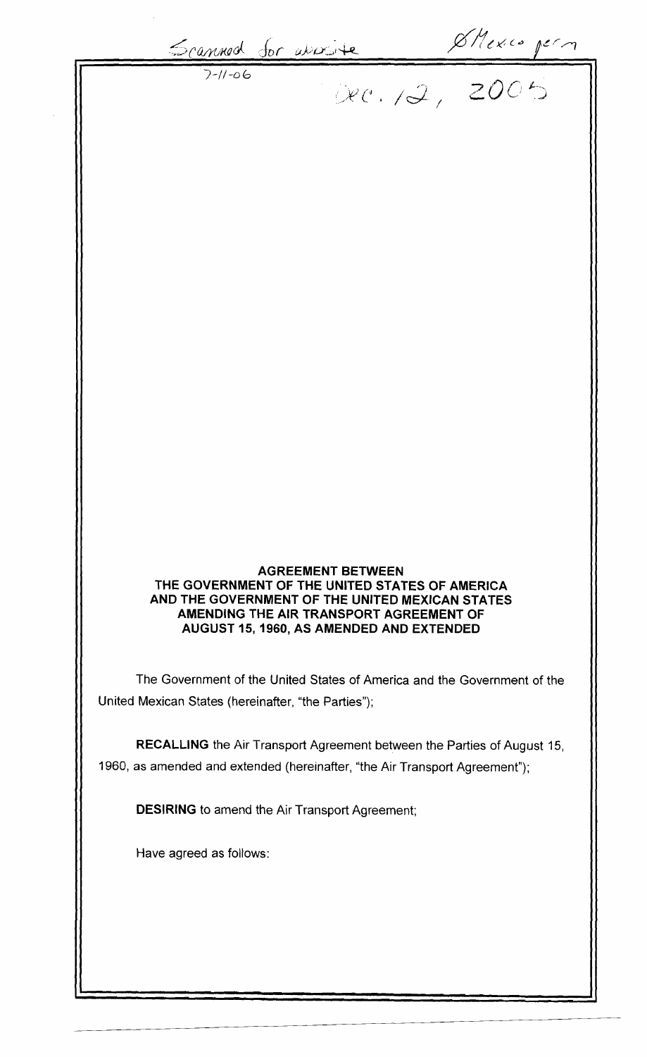Scanned for website

Ø Mexico per m

7-11-06

Dec. 12, 2005

**AGREEMENT BETWEEN**
**THE GOVERNMENT OF THE UNITED STATES OF AMERICA**
**AND THE GOVERNMENT OF THE UNITED MEXICAN STATES**
**AMENDING THE AIR TRANSPORT AGREEMENT OF**
**AUGUST 15, 1960, AS AMENDED AND EXTENDED**

The Government of the United States of America and the Government of the United Mexican States (hereinafter, "the Parties");

**RECALLING** the Air Transport Agreement between the Parties of August 15, 1960, as amended and extended (hereinafter, "the Air Transport Agreement");

**DESIRING** to amend the Air Transport Agreement;

Have agreed as follows: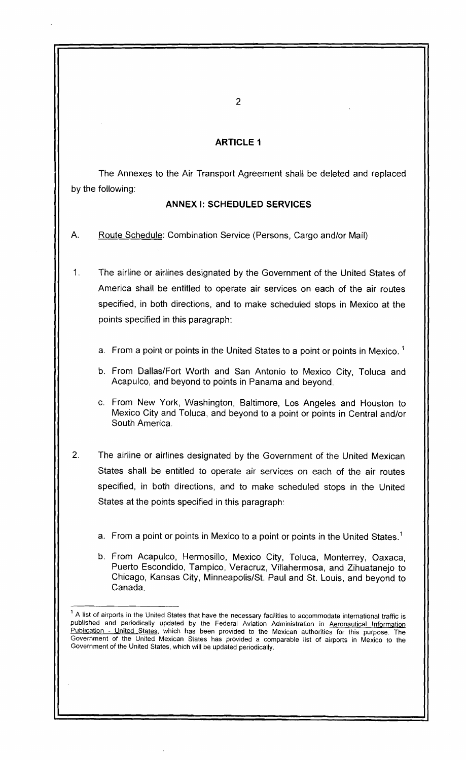## ARTICLE 1

The Annexes to the Air Transport Agreement shall be deleted and replaced by the following:

### ANNEX I: SCHEDULED SERVICES

A. Route Schedule: Combination Service (Persons, Cargo and/or Mail)

1. The airline or airlines designated by the Government of the United States of America shall be entitled to operate air services on each of the air routes specified, in both directions, and to make scheduled stops in Mexico at the points specified in this paragraph:

   a. From a point or points in the United States to a point or points in Mexico. [1]

   b. From Dallas/Fort Worth and San Antonio to Mexico City, Toluca and Acapulco, and beyond to points in Panama and beyond.

   c. From New York, Washington, Baltimore, Los Angeles and Houston to Mexico City and Toluca, and beyond to a point or points in Central and/or South America.

2. The airline or airlines designated by the Government of the United Mexican States shall be entitled to operate air services on each of the air routes specified, in both directions, and to make scheduled stops in the United States at the points specified in this paragraph:

   a. From a point or points in Mexico to a point or points in the United States.[1]

   b. From Acapulco, Hermosillo, Mexico City, Toluca, Monterrey, Oaxaca, Puerto Escondido, Tampico, Veracruz, Villahermosa, and Zihuatanejo to Chicago, Kansas City, Minneapolis/St. Paul and St. Louis, and beyond to Canada.

---

[1] A list of airports in the United States that have the necessary facilities to accommodate international traffic is published and periodically updated by the Federal Aviation Administration in Aeronautical Information Publication - United States, which has been provided to the Mexican authorities for this purpose. The Government of the United Mexican States has provided a comparable list of airports in Mexico to the Government of the United States, which will be updated periodically.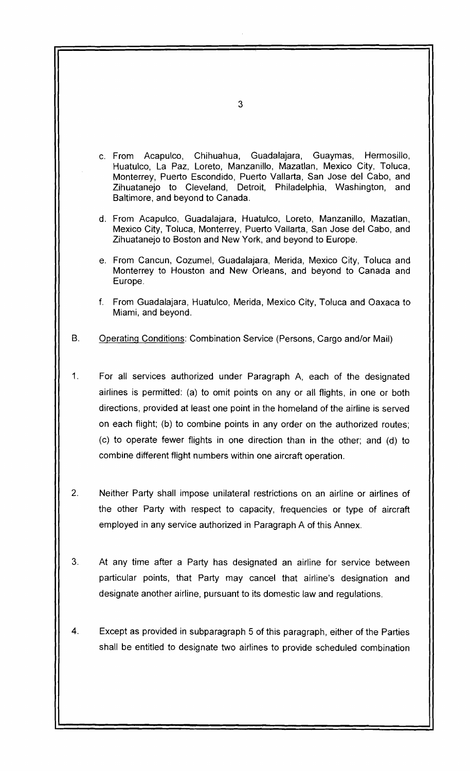c. From Acapulco, Chihuahua, Guadalajara, Guaymas, Hermosillo, Huatulco, La Paz, Loreto, Manzanillo, Mazatlan, Mexico City, Toluca, Monterrey, Puerto Escondido, Puerto Vallarta, San Jose del Cabo, and Zihuatanejo to Cleveland, Detroit, Philadelphia, Washington, and Baltimore, and beyond to Canada.

d. From Acapulco, Guadalajara, Huatulco, Loreto, Manzanillo, Mazatlan, Mexico City, Toluca, Monterrey, Puerto Vallarta, San Jose del Cabo, and Zihuatanejo to Boston and New York, and beyond to Europe.

e. From Cancun, Cozumel, Guadalajara, Merida, Mexico City, Toluca and Monterrey to Houston and New Orleans, and beyond to Canada and Europe.

f. From Guadalajara, Huatulco, Merida, Mexico City, Toluca and Oaxaca to Miami, and beyond.

B. <u>Operating Conditions</u>: Combination Service (Persons, Cargo and/or Mail)

1. For all services authorized under Paragraph A, each of the designated airlines is permitted: (a) to omit points on any or all flights, in one or both directions, provided at least one point in the homeland of the airline is served on each flight; (b) to combine points in any order on the authorized routes; (c) to operate fewer flights in one direction than in the other; and (d) to combine different flight numbers within one aircraft operation.

2. Neither Party shall impose unilateral restrictions on an airline or airlines of the other Party with respect to capacity, frequencies or type of aircraft employed in any service authorized in Paragraph A of this Annex.

3. At any time after a Party has designated an airline for service between particular points, that Party may cancel that airline's designation and designate another airline, pursuant to its domestic law and regulations.

4. Except as provided in subparagraph 5 of this paragraph, either of the Parties shall be entitled to designate two airlines to provide scheduled combination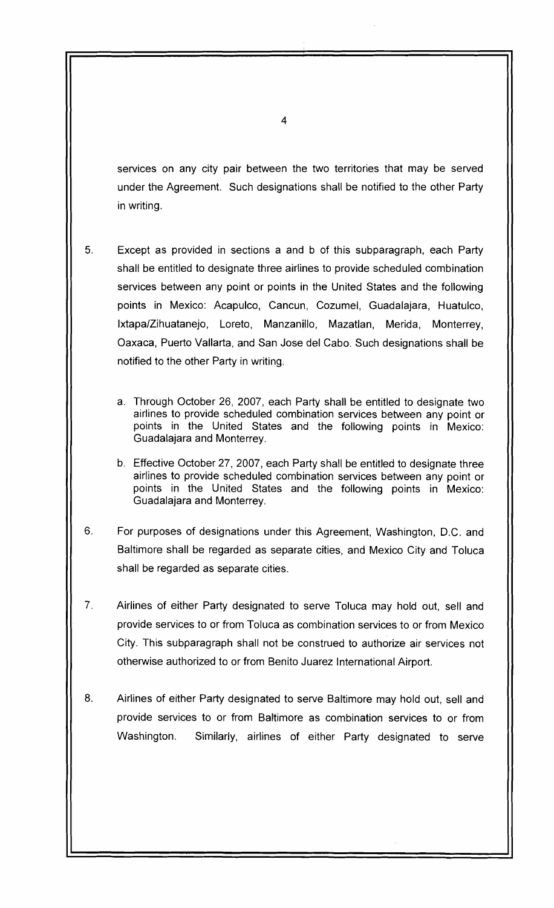services on any city pair between the two territories that may be served under the Agreement. Such designations shall be notified to the other Party in writing.

5. Except as provided in sections a and b of this subparagraph, each Party shall be entitled to designate three airlines to provide scheduled combination services between any point or points in the United States and the following points in Mexico: Acapulco, Cancun, Cozumel, Guadalajara, Huatulco, Ixtapa/Zihuatanejo, Loreto, Manzanillo, Mazatlan, Merida, Monterrey, Oaxaca, Puerto Vallarta, and San Jose del Cabo. Such designations shall be notified to the other Party in writing.

   a. Through October 26, 2007, each Party shall be entitled to designate two airlines to provide scheduled combination services between any point or points in the United States and the following points in Mexico: Guadalajara and Monterrey.

   b. Effective October 27, 2007, each Party shall be entitled to designate three airlines to provide scheduled combination services between any point or points in the United States and the following points in Mexico: Guadalajara and Monterrey.

6. For purposes of designations under this Agreement, Washington, D.C. and Baltimore shall be regarded as separate cities, and Mexico City and Toluca shall be regarded as separate cities.

7. Airlines of either Party designated to serve Toluca may hold out, sell and provide services to or from Toluca as combination services to or from Mexico City. This subparagraph shall not be construed to authorize air services not otherwise authorized to or from Benito Juarez International Airport.

8. Airlines of either Party designated to serve Baltimore may hold out, sell and provide services to or from Baltimore as combination services to or from Washington. Similarly, airlines of either Party designated to serve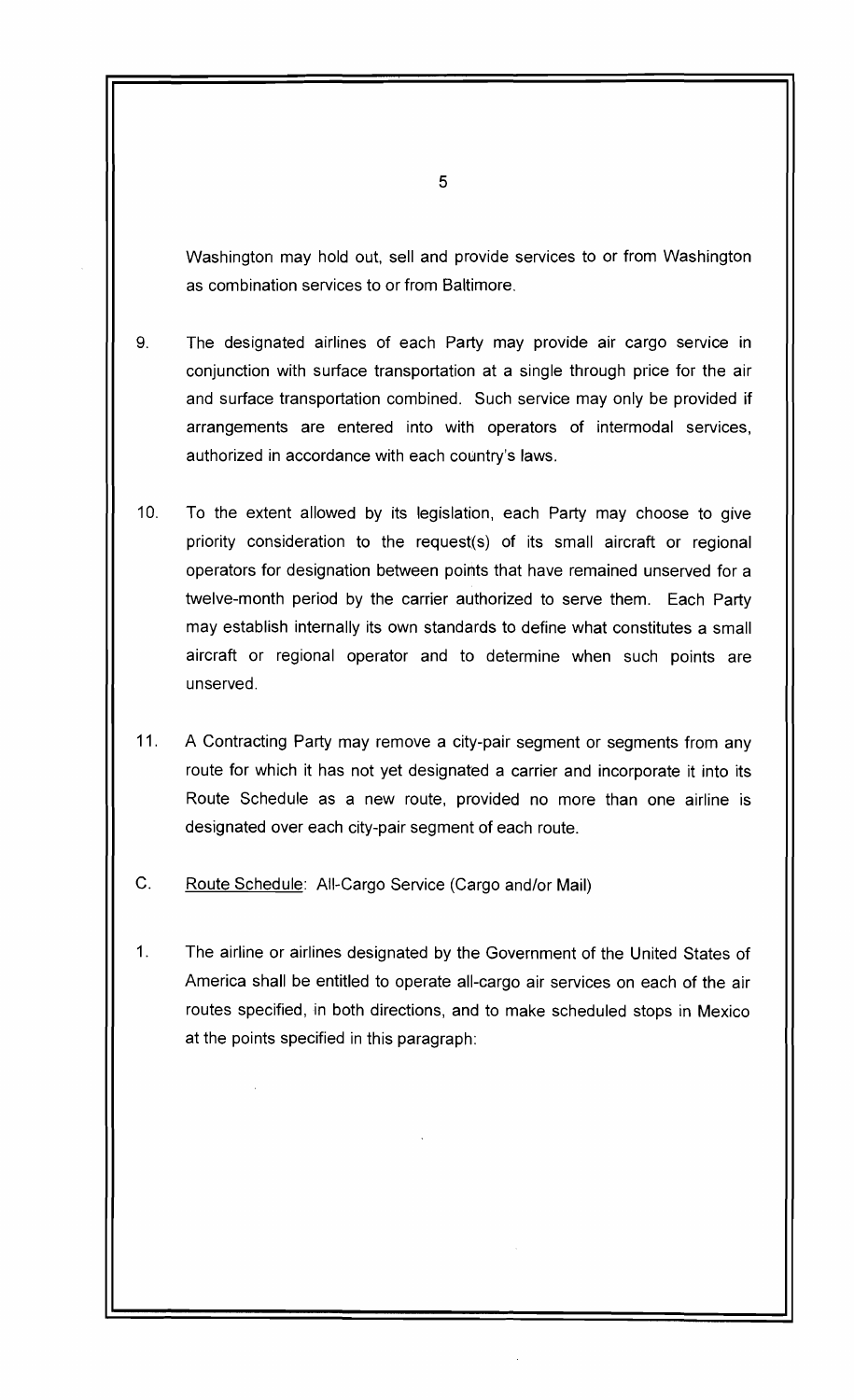Washington may hold out, sell and provide services to or from Washington as combination services to or from Baltimore.

9. The designated airlines of each Party may provide air cargo service in conjunction with surface transportation at a single through price for the air and surface transportation combined. Such service may only be provided if arrangements are entered into with operators of intermodal services, authorized in accordance with each country's laws.

10. To the extent allowed by its legislation, each Party may choose to give priority consideration to the request(s) of its small aircraft or regional operators for designation between points that have remained unserved for a twelve-month period by the carrier authorized to serve them. Each Party may establish internally its own standards to define what constitutes a small aircraft or regional operator and to determine when such points are unserved.

11. A Contracting Party may remove a city-pair segment or segments from any route for which it has not yet designated a carrier and incorporate it into its Route Schedule as a new route, provided no more than one airline is designated over each city-pair segment of each route.

C. <u>Route Schedule</u>: All-Cargo Service (Cargo and/or Mail)

1. The airline or airlines designated by the Government of the United States of America shall be entitled to operate all-cargo air services on each of the air routes specified, in both directions, and to make scheduled stops in Mexico at the points specified in this paragraph: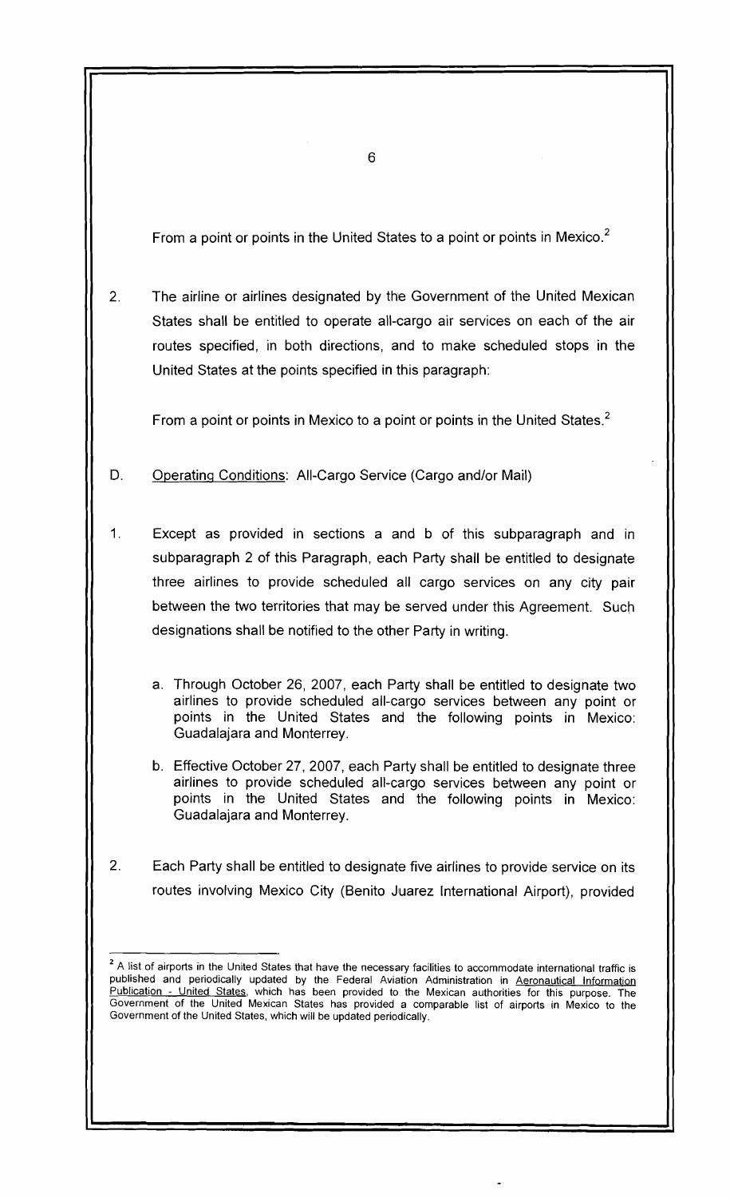From a point or points in the United States to a point or points in Mexico.[2]

2. The airline or airlines designated by the Government of the United Mexican States shall be entitled to operate all-cargo air services on each of the air routes specified, in both directions, and to make scheduled stops in the United States at the points specified in this paragraph:

   From a point or points in Mexico to a point or points in the United States.[2]

D. <u>Operating Conditions</u>: All-Cargo Service (Cargo and/or Mail)

1. Except as provided in sections a and b of this subparagraph and in subparagraph 2 of this Paragraph, each Party shall be entitled to designate three airlines to provide scheduled all cargo services on any city pair between the two territories that may be served under this Agreement. Such designations shall be notified to the other Party in writing.

   a. Through October 26, 2007, each Party shall be entitled to designate two airlines to provide scheduled all-cargo services between any point or points in the United States and the following points in Mexico: Guadalajara and Monterrey.

   b. Effective October 27, 2007, each Party shall be entitled to designate three airlines to provide scheduled all-cargo services between any point or points in the United States and the following points in Mexico: Guadalajara and Monterrey.

2. Each Party shall be entitled to designate five airlines to provide service on its routes involving Mexico City (Benito Juarez International Airport), provided

---

[2] A list of airports in the United States that have the necessary facilities to accommodate international traffic is published and periodically updated by the Federal Aviation Administration in <u>Aeronautical Information Publication - United States</u>, which has been provided to the Mexican authorities for this purpose. The Government of the United Mexican States has provided a comparable list of airports in Mexico to the Government of the United States, which will be updated periodically.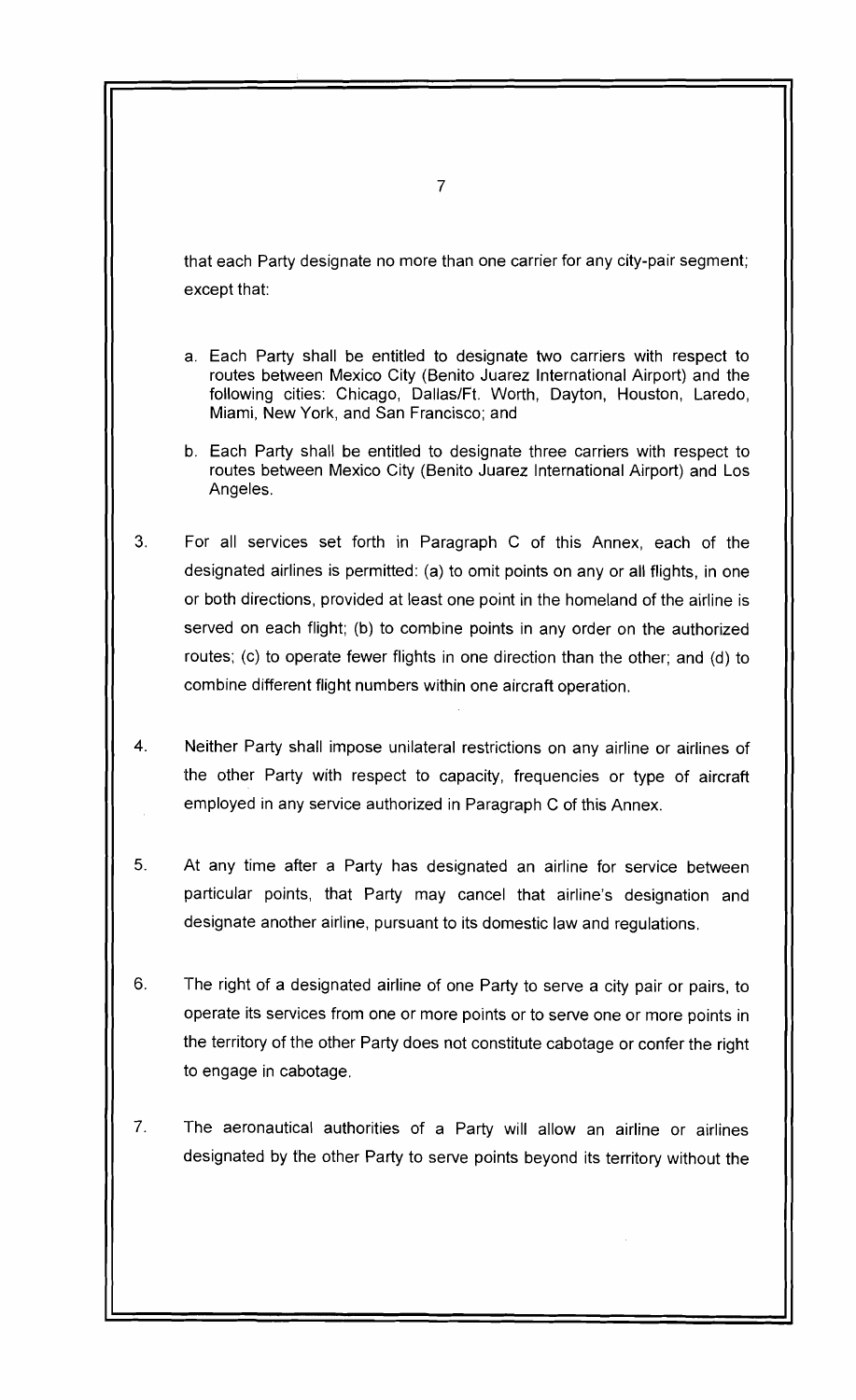that each Party designate no more than one carrier for any city-pair segment; except that:

a. Each Party shall be entitled to designate two carriers with respect to routes between Mexico City (Benito Juarez International Airport) and the following cities: Chicago, Dallas/Ft. Worth, Dayton, Houston, Laredo, Miami, New York, and San Francisco; and

b. Each Party shall be entitled to designate three carriers with respect to routes between Mexico City (Benito Juarez International Airport) and Los Angeles.

3. For all services set forth in Paragraph C of this Annex, each of the designated airlines is permitted: (a) to omit points on any or all flights, in one or both directions, provided at least one point in the homeland of the airline is served on each flight; (b) to combine points in any order on the authorized routes; (c) to operate fewer flights in one direction than the other; and (d) to combine different flight numbers within one aircraft operation.

4. Neither Party shall impose unilateral restrictions on any airline or airlines of the other Party with respect to capacity, frequencies or type of aircraft employed in any service authorized in Paragraph C of this Annex.

5. At any time after a Party has designated an airline for service between particular points, that Party may cancel that airline's designation and designate another airline, pursuant to its domestic law and regulations.

6. The right of a designated airline of one Party to serve a city pair or pairs, to operate its services from one or more points or to serve one or more points in the territory of the other Party does not constitute cabotage or confer the right to engage in cabotage.

7. The aeronautical authorities of a Party will allow an airline or airlines designated by the other Party to serve points beyond its territory without the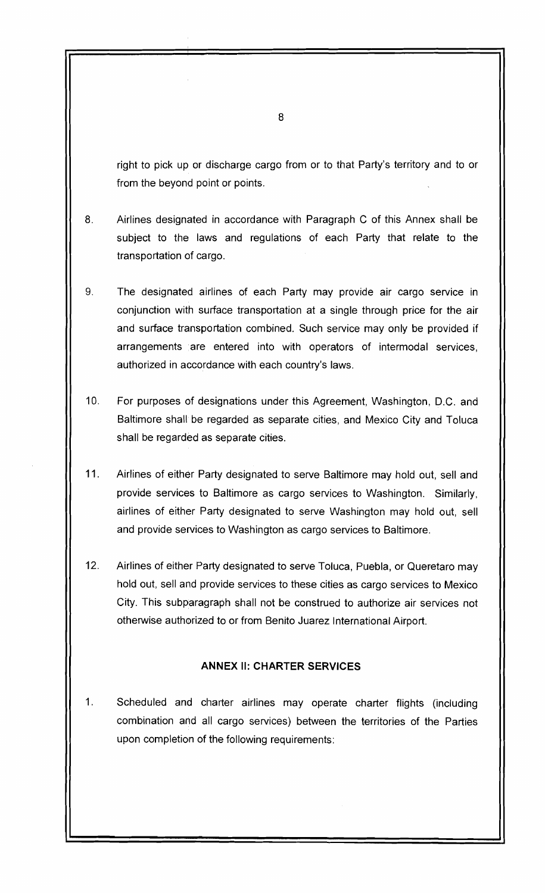right to pick up or discharge cargo from or to that Party's territory and to or from the beyond point or points.

8. Airlines designated in accordance with Paragraph C of this Annex shall be subject to the laws and regulations of each Party that relate to the transportation of cargo.

9. The designated airlines of each Party may provide air cargo service in conjunction with surface transportation at a single through price for the air and surface transportation combined. Such service may only be provided if arrangements are entered into with operators of intermodal services, authorized in accordance with each country's laws.

10. For purposes of designations under this Agreement, Washington, D.C. and Baltimore shall be regarded as separate cities, and Mexico City and Toluca shall be regarded as separate cities.

11. Airlines of either Party designated to serve Baltimore may hold out, sell and provide services to Baltimore as cargo services to Washington. Similarly, airlines of either Party designated to serve Washington may hold out, sell and provide services to Washington as cargo services to Baltimore.

12. Airlines of either Party designated to serve Toluca, Puebla, or Queretaro may hold out, sell and provide services to these cities as cargo services to Mexico City. This subparagraph shall not be construed to authorize air services not otherwise authorized to or from Benito Juarez International Airport.

## ANNEX II: CHARTER SERVICES

1. Scheduled and charter airlines may operate charter flights (including combination and all cargo services) between the territories of the Parties upon completion of the following requirements: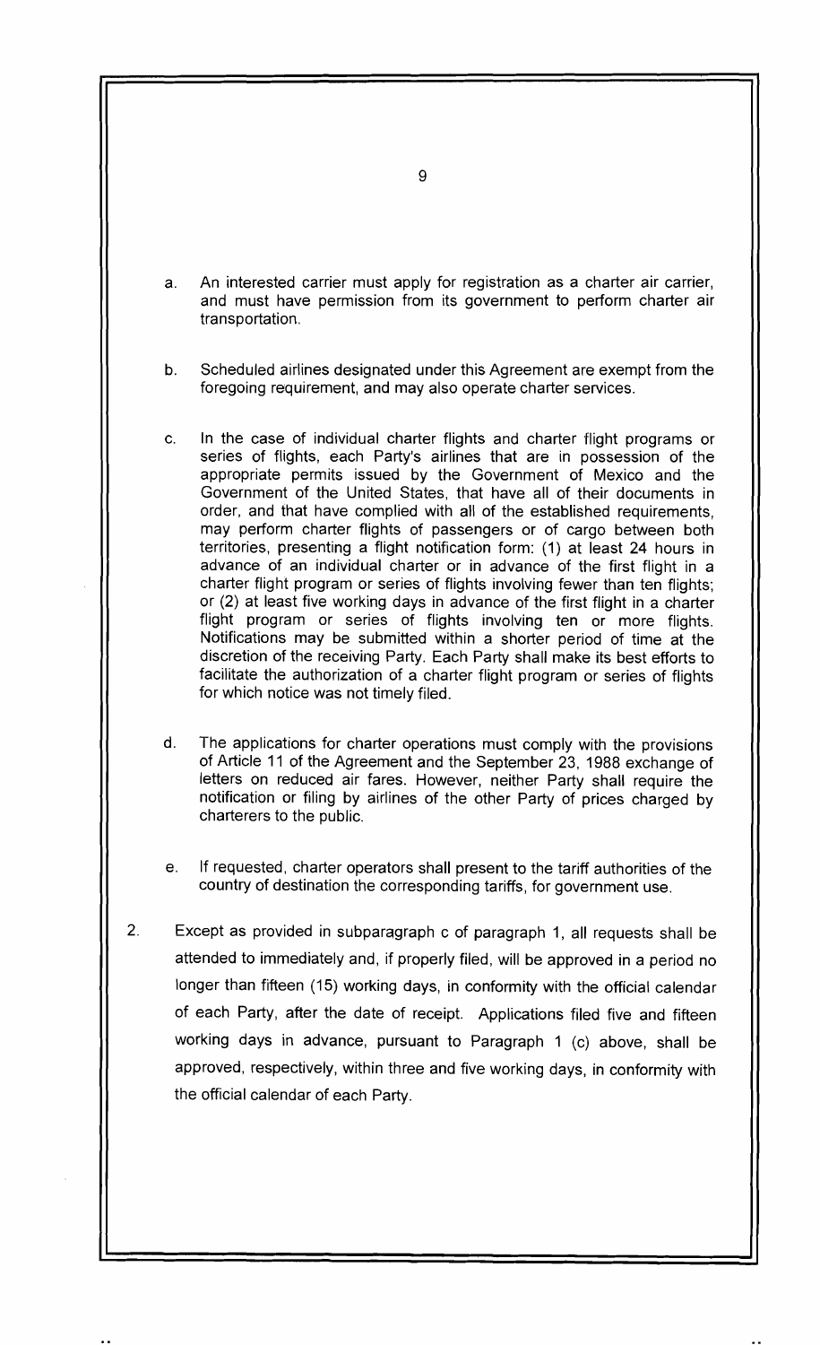a. An interested carrier must apply for registration as a charter air carrier, and must have permission from its government to perform charter air transportation.

b. Scheduled airlines designated under this Agreement are exempt from the foregoing requirement, and may also operate charter services.

c. In the case of individual charter flights and charter flight programs or series of flights, each Party's airlines that are in possession of the appropriate permits issued by the Government of Mexico and the Government of the United States, that have all of their documents in order, and that have complied with all of the established requirements, may perform charter flights of passengers or of cargo between both territories, presenting a flight notification form: (1) at least 24 hours in advance of an individual charter or in advance of the first flight in a charter flight program or series of flights involving fewer than ten flights; or (2) at least five working days in advance of the first flight in a charter flight program or series of flights involving ten or more flights. Notifications may be submitted within a shorter period of time at the discretion of the receiving Party. Each Party shall make its best efforts to facilitate the authorization of a charter flight program or series of flights for which notice was not timely filed.

d. The applications for charter operations must comply with the provisions of Article 11 of the Agreement and the September 23, 1988 exchange of letters on reduced air fares. However, neither Party shall require the notification or filing by airlines of the other Party of prices charged by charterers to the public.

e. If requested, charter operators shall present to the tariff authorities of the country of destination the corresponding tariffs, for government use.

2. Except as provided in subparagraph c of paragraph 1, all requests shall be attended to immediately and, if properly filed, will be approved in a period no longer than fifteen (15) working days, in conformity with the official calendar of each Party, after the date of receipt. Applications filed five and fifteen working days in advance, pursuant to Paragraph 1 (c) above, shall be approved, respectively, within three and five working days, in conformity with the official calendar of each Party.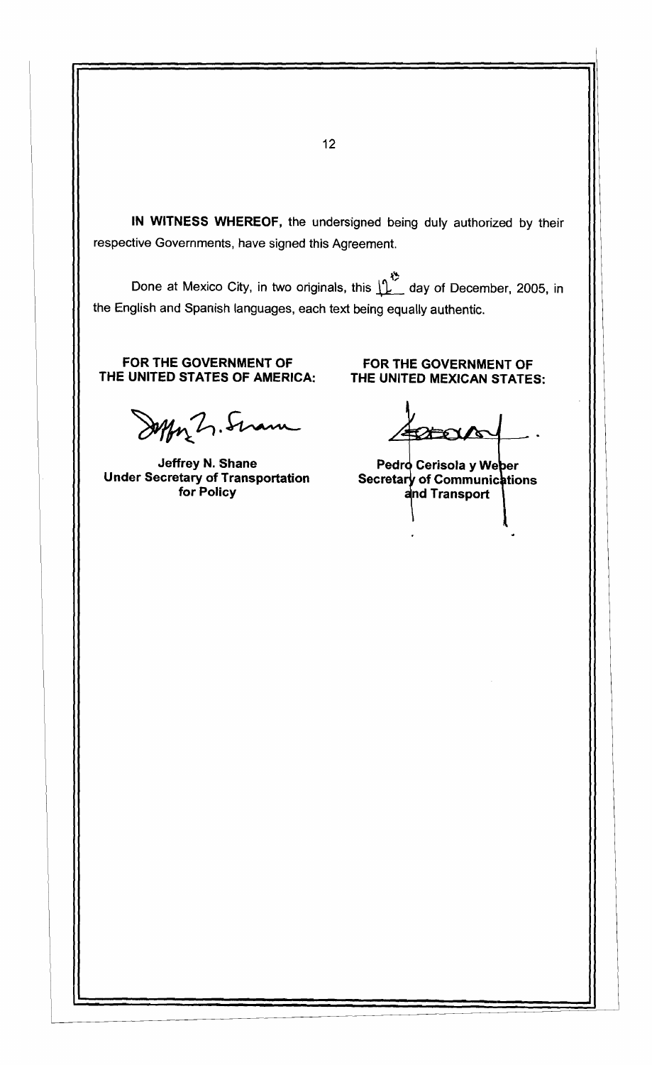**IN WITNESS WHEREOF,** the undersigned being duly authorized by their respective Governments, have signed this Agreement.

Done at Mexico City, in two originals, this 12th day of December, 2005, in the English and Spanish languages, each text being equally authentic.

| | |
|---|---|
| **FOR THE GOVERNMENT OF THE UNITED STATES OF AMERICA:** | **FOR THE GOVERNMENT OF THE UNITED MEXICAN STATES:** |
| **Jeffrey N. Shane** | **Pedro Cerisola y Weber** |
| **Under Secretary of Transportation for Policy** | **Secretary of Communications and Transport** |